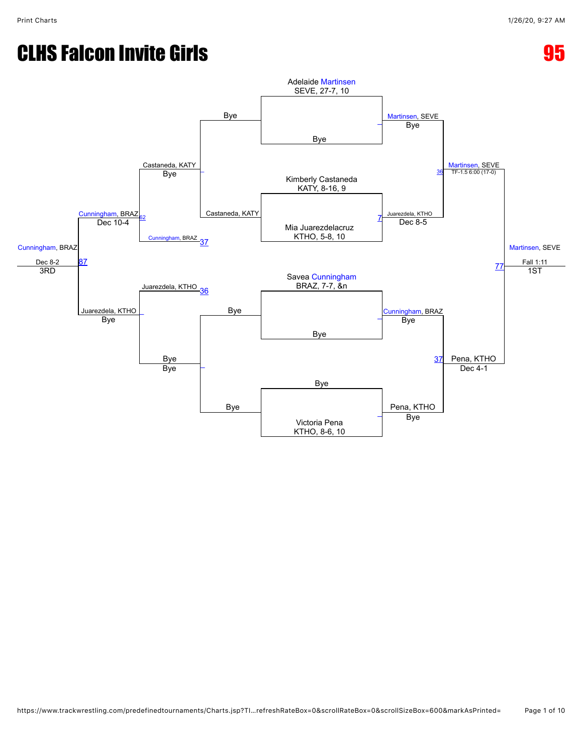# CLHS Falcon Invite Girls

# 95

Adelaide Martinsen
SEVE, 27-7, 10

Bye

Bye

Martinsen, SEVE
Bye

Castaneda, KATY
Bye

Kimberly Castaneda
KATY, 8-16, 9

Martinsen, SEVE
TF-1.5 6:00 (17-0)

36

Cunningham, BRAZ
Dec 10-4

62

Castaneda, KATY

Mia Juarezdelacruz
KTHO, 5-8, 10

7

Juarezdela, KTHO
Dec 8-5

Cunningham, BRAZ 37

Cunningham, BRAZ

Dec 8-2
3RD

87

Martinsen, SEVE

77

Fall 1:11
1ST

Savea Cunningham
BRAZ, 7-7, &n

Juarezdela, KTHO 36

Juarezdela, KTHO
Bye

Bye

Bye

Cunningham, BRAZ
Bye

Bye
Bye

37

Pena, KTHO
Dec 4-1

Bye

Bye

Pena, KTHO
Bye

Victoria Pena
KTHO, 8-6, 10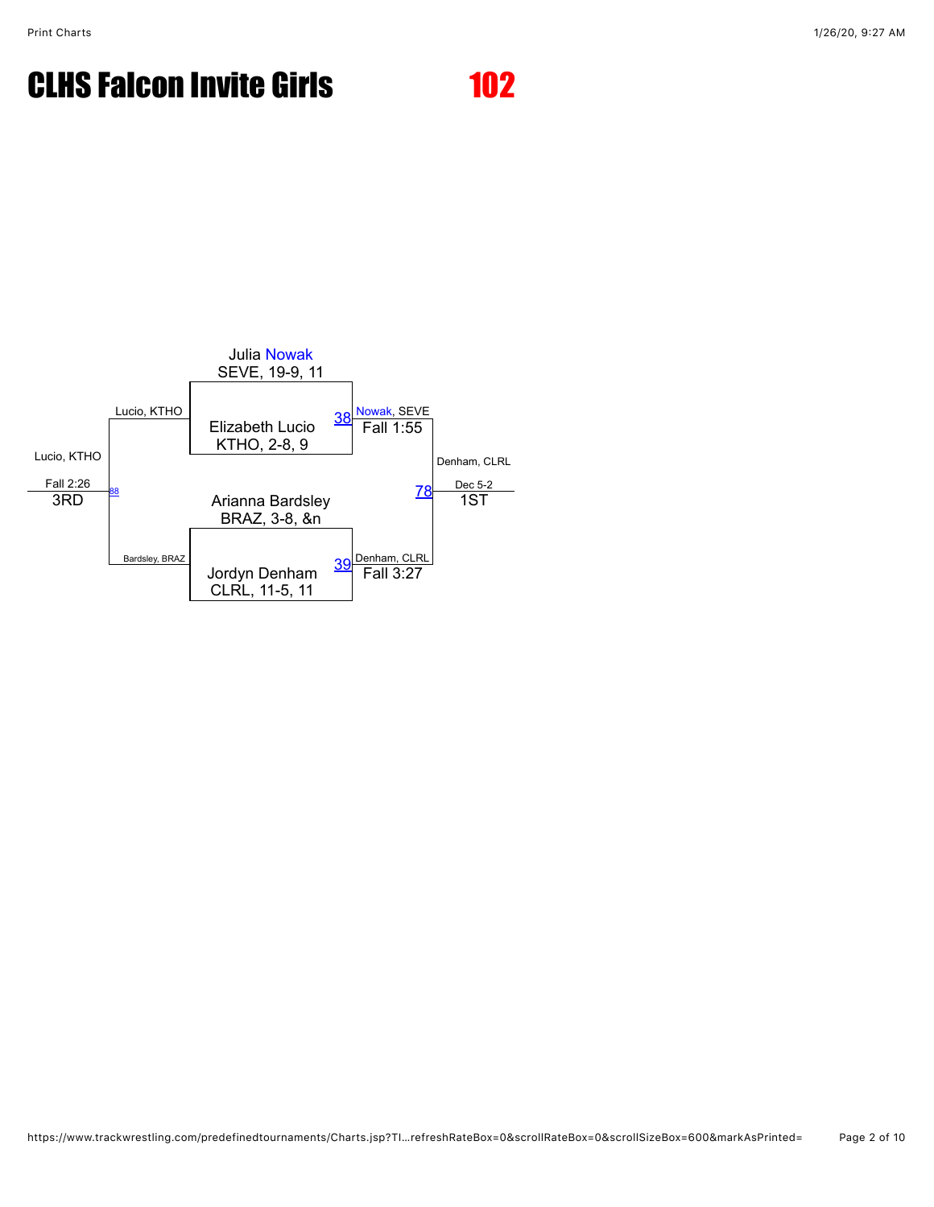# CLHS Falcon Invite Girls 102

**Championship Bracket**

| Match | Wrestler 1 | Wrestler 2 | Winner | Result |
|---|---|---|---|---|
| 38 | Julia Nowak, SEVE, 19-9, 11 | Elizabeth Lucio, KTHO, 2-8, 9 | Nowak, SEVE | Fall 1:55 |
| 39 | Arianna Bardsley, BRAZ, 3-8, &n | Jordyn Denham, CLRL, 11-5, 11 | Denham, CLRL | Fall 3:27 |
| 78 | Nowak, SEVE | Denham, CLRL | Denham, CLRL | Dec 5-2 |

**1ST:** Denham, CLRL (Dec 5-2)

**Consolation Bracket**

| Match | Wrestler 1 | Wrestler 2 | Winner | Result |
|---|---|---|---|---|
| 88 | Lucio, KTHO | Bardsley, BRAZ | Lucio, KTHO | Fall 2:26 |

**3RD:** Lucio, KTHO (Fall 2:26)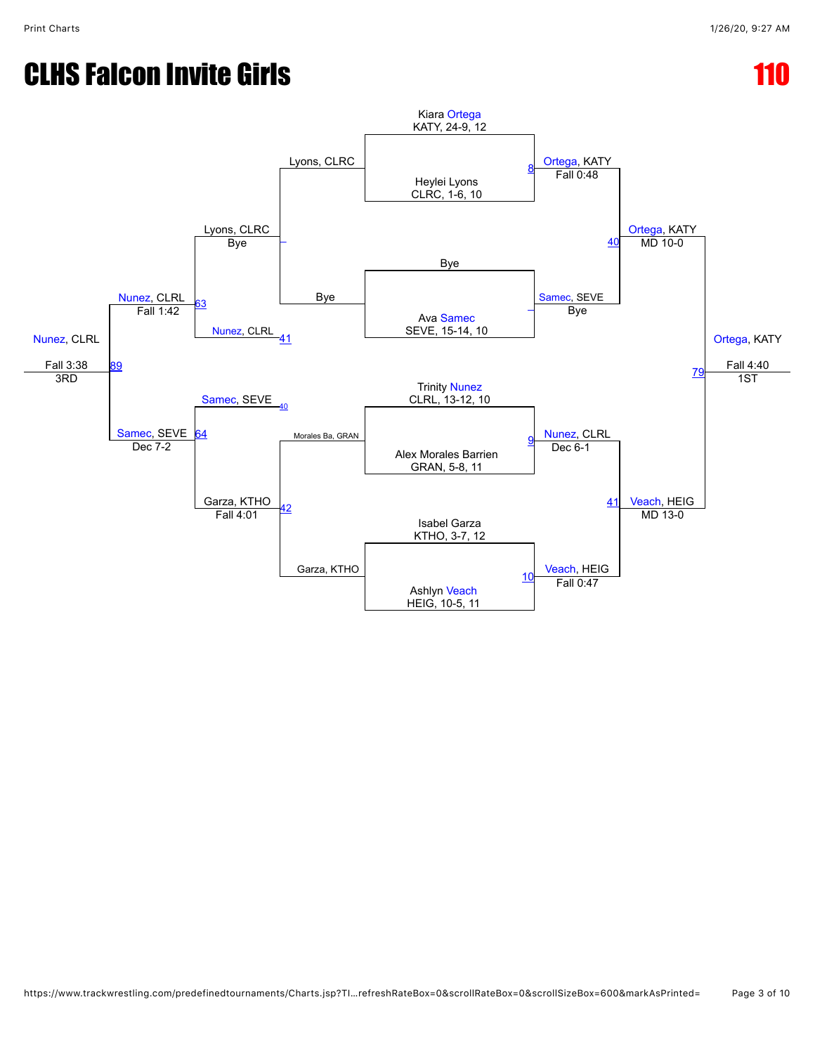# CLHS Falcon Invite Girls

## 110

### Championship Bracket

**Round 1**

- Kiara Ortega, KATY, 24-9, 12 vs. Heylei Lyons, CLRC, 1-6, 10 — Bout 8: Ortega, KATY, Fall 0:48
- Bye vs. Ava Samec, SEVE, 15-14, 10 — Samec, SEVE, Bye
- Trinity Nunez, CLRL, 13-12, 10 vs. Alex Morales Barrien, GRAN, 5-8, 11 — Bout 9: Nunez, CLRL, Dec 6-1
- Isabel Garza, KTHO, 3-7, 12 vs. Ashlyn Veach, HEIG, 10-5, 11 — Bout 10: Veach, HEIG, Fall 0:47

**Semifinals**

- Ortega, KATY vs. Samec, SEVE — Bout 40: Ortega, KATY, MD 10-0
- Nunez, CLRL vs. Veach, HEIG — Bout 41: Veach, HEIG, MD 13-0

**Final (1ST)**

- Ortega, KATY vs. Veach, HEIG — Bout 79: Ortega, KATY, Fall 4:40 — 1ST

### Consolation Bracket

**Consolation Round 1**

- Lyons, CLRC vs. Bye — Lyons, CLRC, Bye
- Morales Ba, GRAN vs. Garza, KTHO — Bout 42: Garza, KTHO, Fall 4:01

**Consolation Round 2**

- Lyons, CLRC vs. Nunez, CLRL (Bout 41) — Bout 63: Nunez, CLRL, Fall 1:42
- Samec, SEVE (Bout 40) vs. Garza, KTHO — Bout 64: Samec, SEVE, Dec 7-2

**3rd Place Match (3RD)**

- Nunez, CLRL vs. Samec, SEVE — Bout 89: Nunez, CLRL, Fall 3:38 — 3RD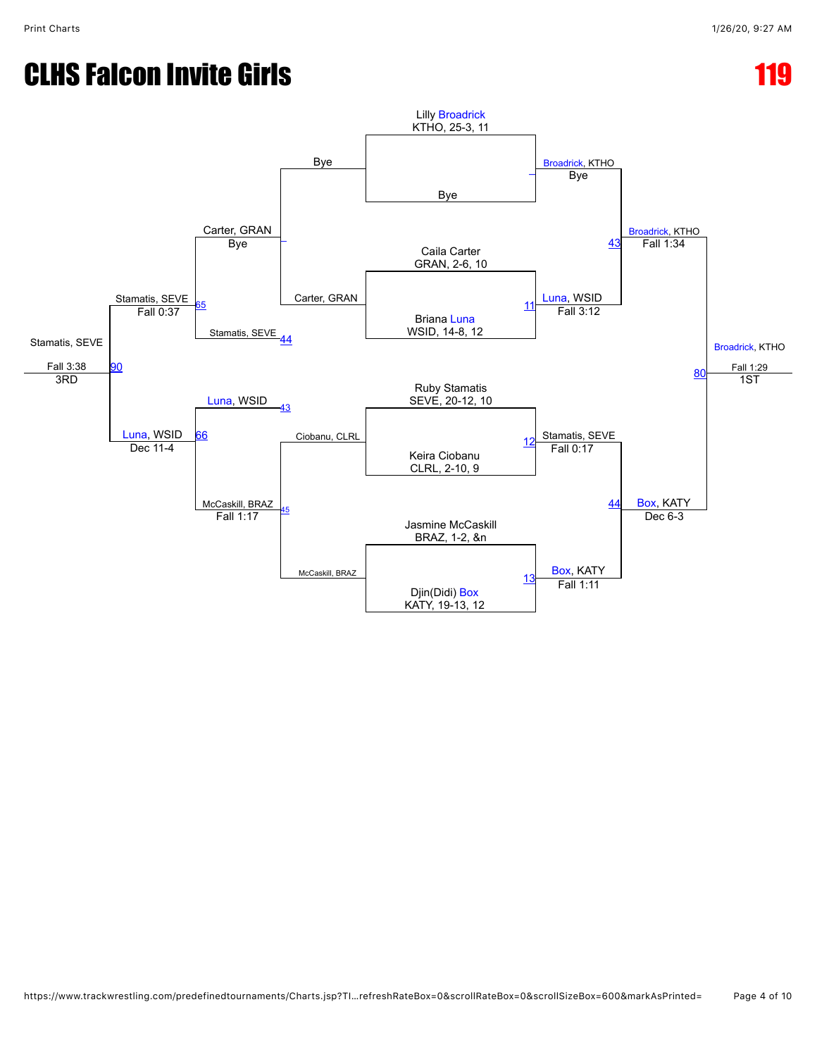# CLHS Falcon Invite Girls

**119**

## Championship Bracket

**Quarterfinals**

- Lilly Broadrick, KTHO, 25-3, 11 vs. Bye — Winner: Broadrick, KTHO (Bye)
- Caila Carter, GRAN, 2-6, 10 vs. Briana Luna, WSID, 14-8, 12 — Match 11 — Winner: Luna, WSID (Fall 3:12)
- Ruby Stamatis, SEVE, 20-12, 10 vs. Keira Ciobanu, CLRL, 2-10, 9 — Match 12 — Winner: Stamatis, SEVE (Fall 0:17)
- Jasmine McCaskill, BRAZ, 1-2, &n vs. Djin(Didi) Box, KATY, 19-13, 12 — Match 13 — Winner: Box, KATY (Fall 1:11)

**Semifinals**

- Broadrick, KTHO vs. Luna, WSID — Match 43 — Winner: Broadrick, KTHO (Fall 1:34)
- Stamatis, SEVE vs. Box, KATY — Match 44 — Winner: Box, KATY (Dec 6-3)

**Final**

- Broadrick, KTHO vs. Box, KATY — Match 80 — Winner: Broadrick, KTHO (Fall 1:29) — 1ST

## Consolation Bracket

**First Round**

- Bye vs. Carter, GRAN — Winner: Carter, GRAN (Bye)
- Ciobanu, CLRL vs. McCaskill, BRAZ — Winner: McCaskill, BRAZ

**Second Round**

- Carter, GRAN vs. Stamatis, SEVE — Match 44 — Winner: Stamatis, SEVE
- Luna, WSID vs. McCaskill, BRAZ — Matches 43 / 45 — McCaskill, BRAZ (Fall 1:17)

**Consolation Semifinals**

- Carter, GRAN vs. Stamatis, SEVE — Match 65 — Winner: Stamatis, SEVE (Fall 0:37)
- Luna, WSID vs. McCaskill, BRAZ — Match 66 — Winner: Luna, WSID (Dec 11-4)

**3rd Place**

- Stamatis, SEVE vs. Luna, WSID — Match 90 — Winner: Stamatis, SEVE (Fall 3:38) — 3RD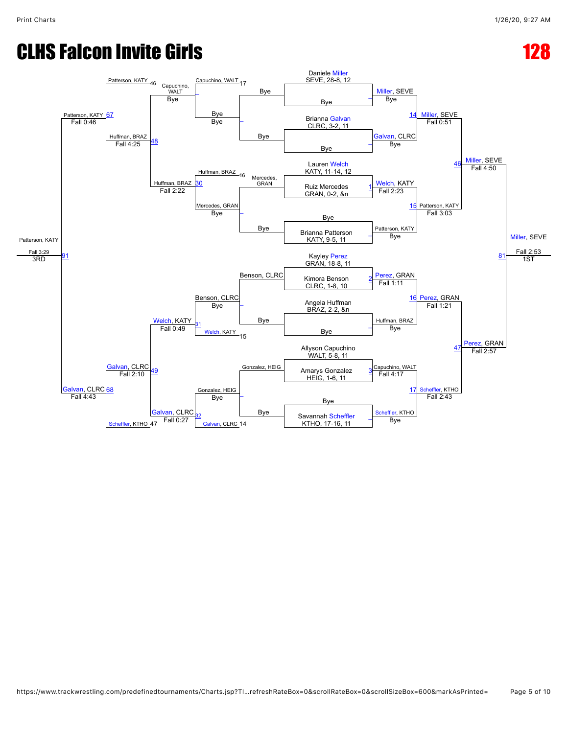# CLHS Falcon Invite Girls

# 128

## Championship Bracket

| Entrant | Round 1 | Quarterfinals | Semifinals | Final |
|---|---|---|---|---|
| Daniele Miller SEVE, 28-8, 12 | Miller, SEVE (Bye) | Match 14: Miller, SEVE (Fall 0:51) | Match 46: Miller, SEVE (Fall 4:50) | Match 81: Miller, SEVE (Fall 2:53) — 1ST |
| Bye | | | | |
| Brianna Galvan CLRC, 3-2, 11 | Galvan, CLRC (Bye) | | | |
| Bye | | | | |
| Lauren Welch KATY, 11-14, 12 | Match 1: Welch, KATY (Fall 2:23) | Match 15: Patterson, KATY (Fall 3:03) | | |
| Ruiz Mercedes GRAN, 0-2, &n | | | | |
| Bye | Patterson, KATY (Bye) | | | |
| Brianna Patterson KATY, 9-5, 11 | | | | |
| Kayley Perez GRAN, 18-8, 11 | Match 2: Perez, GRAN (Fall 1:11) | Match 16: Perez, GRAN (Fall 1:21) | Match 47: Perez, GRAN (Fall 2:57) | |
| Kimora Benson CLRC, 1-8, 10 | | | | |
| Angela Huffman BRAZ, 2-2, &n | Huffman, BRAZ (Bye) | | | |
| Bye | | | | |
| Allyson Capuchino WALT, 5-8, 11 | Match 3: Capuchino, WALT (Fall 4:17) | Match 17: Scheffler, KTHO (Fall 2:43) | | |
| Amarys Gonzalez HEIG, 1-6, 11 | | | | |
| Bye | Scheffler, KTHO (Bye) | | | |
| Savannah Scheffler KTHO, 17-16, 11 | | | | |

## Consolation Bracket

| Consi Round 1 | Consi Round 2 | Consi Round 3 | Consi Semis | Consi Final (3rd) |
|---|---|---|---|---|
| Bye vs. Bye (Bye) | Capuchino, WALT (17) vs. Bye — Capuchino, WALT (Bye) | Patterson, KATY (46) vs. Capuchino, WALT — Match 48: Huffman, BRAZ (Fall 4:25) | Match 67: Patterson, KATY (Fall 0:46) | Match 91: Patterson, KATY (Fall 3:29) — 3RD |
| Mercedes, GRAN vs. Bye — Mercedes, GRAN (Bye) | Huffman, BRAZ (16) vs. Mercedes, GRAN — Match 30: Huffman, BRAZ (Fall 2:22) | | | |
| Benson, CLRC vs. Bye — Benson, CLRC (Bye) | Benson, CLRC vs. Welch, KATY (15) — Match 31: Welch, KATY (Fall 0:49) | Match 49: Galvan, CLRC (Fall 2:10) | Match 68: Galvan, CLRC (Fall 4:43) | |
| Gonzalez, HEIG vs. Bye — Gonzalez, HEIG (Bye) | Gonzalez, HEIG vs. Galvan, CLRC (14) — Match 32: Galvan, CLRC (Fall 0:27) | Galvan, CLRC vs. Scheffler, KTHO (47) | | |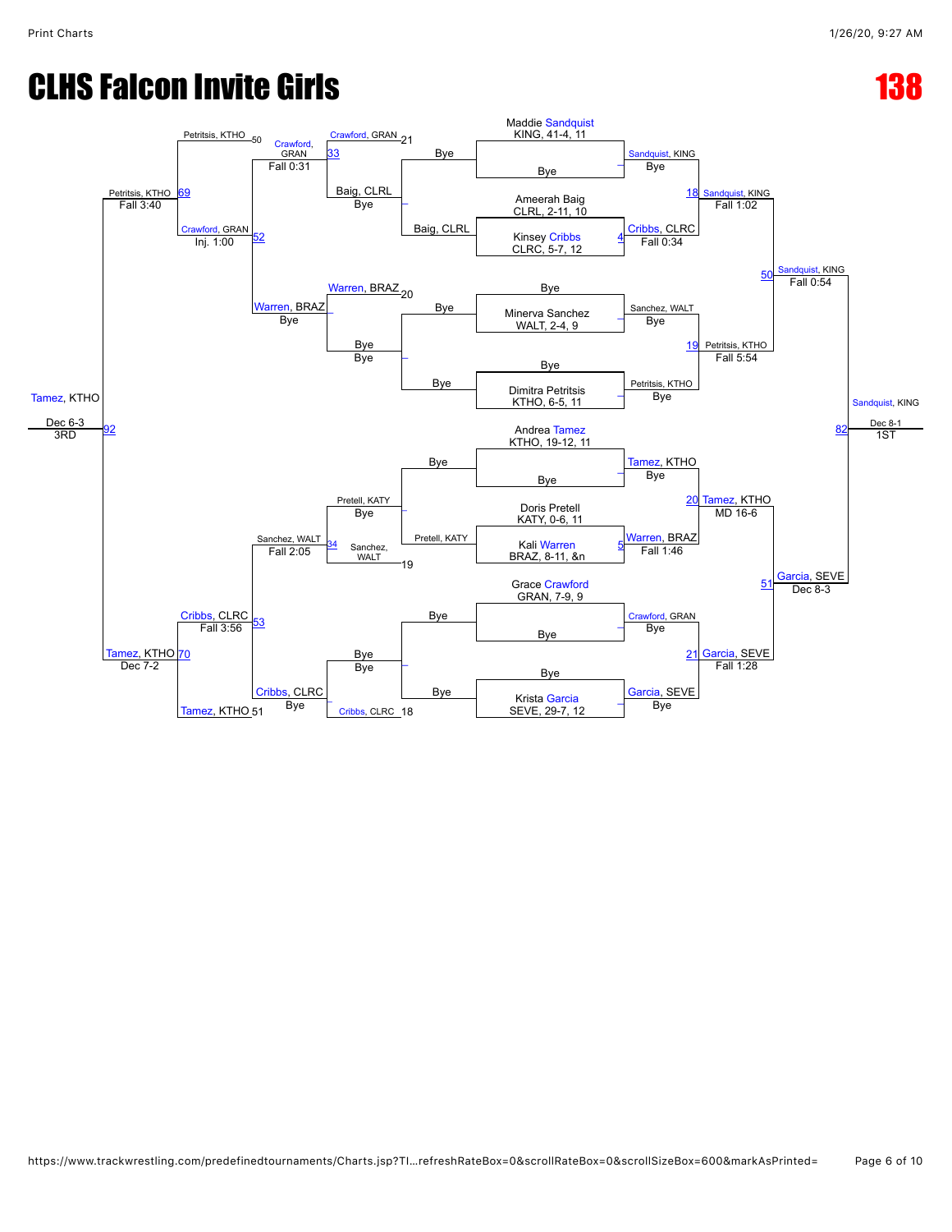# CLHS Falcon Invite Girls

# 138

## Championship Bracket

**Round 1 / First Round (Entrants)**

| Match | Wrestler A | Wrestler B | Winner | Result |
|---|---|---|---|---|
| – | Maddie Sandquist, KING, 41-4, 11 | Bye | Sandquist, KING | Bye |
| 4 | Ameerah Baig, CLRL, 2-11, 10 | Kinsey Cribbs, CLRC, 5-7, 12 | Cribbs, CLRC | Fall 0:34 |
| – | Bye | Minerva Sanchez, WALT, 2-4, 9 | Sanchez, WALT | Bye |
| – | Bye | Dimitra Petritsis, KTHO, 6-5, 11 | Petritsis, KTHO | Bye |
| – | Andrea Tamez, KTHO, 19-12, 11 | Bye | Tamez, KTHO | Bye |
| 5 | Doris Pretell, KATY, 0-6, 11 | Kali Warren, BRAZ, 8-11, &n | Warren, BRAZ | Fall 1:46 |
| – | Grace Crawford, GRAN, 7-9, 9 | Bye | Crawford, GRAN | Bye |
| – | Bye | Krista Garcia, SEVE, 29-7, 12 | Garcia, SEVE | Bye |

**Quarterfinals**

| Match | Wrestler A | Wrestler B | Winner | Result |
|---|---|---|---|---|
| 18 | Sandquist, KING | Cribbs, CLRC | Sandquist, KING | Fall 1:02 |
| 19 | Sanchez, WALT | Petritsis, KTHO | Petritsis, KTHO | Fall 5:54 |
| 20 | Tamez, KTHO | Warren, BRAZ | Tamez, KTHO | MD 16-6 |
| 21 | Crawford, GRAN | Garcia, SEVE | Garcia, SEVE | Fall 1:28 |

**Semifinals**

| Match | Wrestler A | Wrestler B | Winner | Result |
|---|---|---|---|---|
| 50 | Sandquist, KING | Petritsis, KTHO | Sandquist, KING | Fall 0:54 |
| 51 | Tamez, KTHO | Garcia, SEVE | Garcia, SEVE | Dec 8-3 |

**Final (1st Place)**

| Match | Wrestler A | Wrestler B | Winner | Result |
|---|---|---|---|---|
| 82 | Sandquist, KING | Garcia, SEVE | Sandquist, KING | Dec 8-1 — 1ST |

## Consolation Bracket

| Match | Wrestler A | Wrestler B | Winner | Result |
|---|---|---|---|---|
| – | Bye | Baig, CLRL | Baig, CLRL | Bye |
| – | Bye | Bye | Bye | Bye |
| – | Bye | Pretell, KATY | Pretell, KATY | Bye |
| – | Bye | Bye | Bye | Bye |
| 33 | Crawford, GRAN (21) | Baig, CLRL | Crawford, GRAN | Fall 0:31 |
| – | Warren, BRAZ (20) | Bye | Warren, BRAZ | Bye |
| 34 | Pretell, KATY | Sanchez, WALT (19) | Sanchez, WALT | Fall 2:05 |
| – | Bye | Cribbs, CLRC (18) | Cribbs, CLRC | Bye |
| 52 | Crawford, GRAN | Warren, BRAZ | Crawford, GRAN | Inj. 1:00 |
| 53 | Sanchez, WALT | Cribbs, CLRC | Cribbs, CLRC | Fall 3:56 |
| 69 | Petritsis, KTHO (50) | Crawford, GRAN | Petritsis, KTHO | Fall 3:40 |
| 70 | Cribbs, CLRC | Tamez, KTHO (51) | Tamez, KTHO | Dec 7-2 |
| 92 | Petritsis, KTHO | Tamez, KTHO | Tamez, KTHO | Dec 6-3 — 3RD |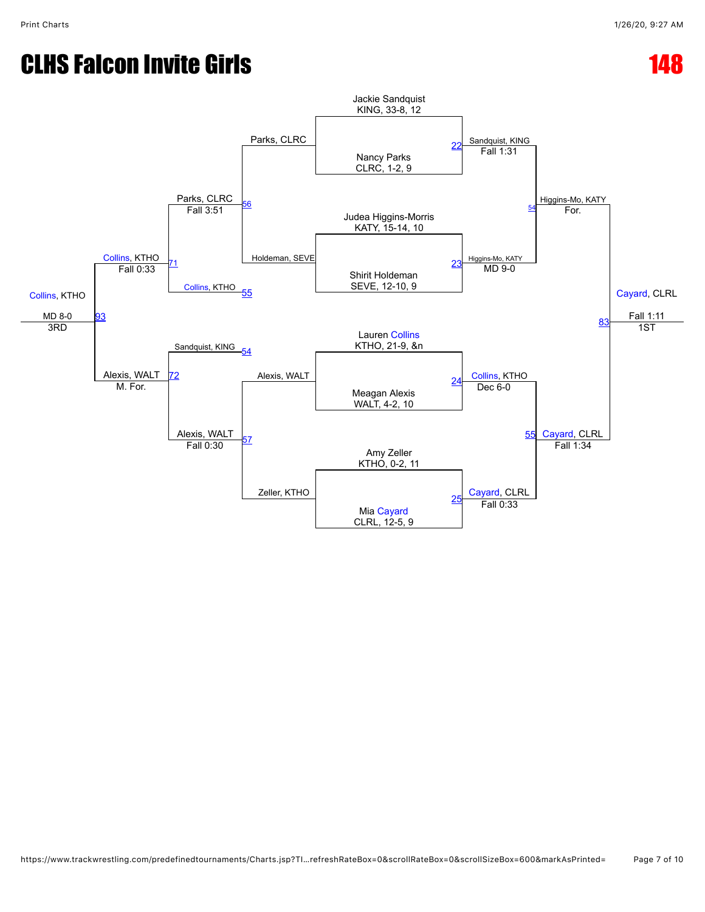# CLHS Falcon Invite Girls

# 148

## Championship Bracket

### First Round

| Bout | Wrestler 1 | Wrestler 2 | Winner | Result |
|---|---|---|---|---|
| 22 | Jackie Sandquist, KING, 33-8, 12 | Nancy Parks, CLRC, 1-2, 9 | Sandquist, KING | Fall 1:31 |
| 23 | Judea Higgins-Morris, KATY, 15-14, 10 | Shirit Holdeman, SEVE, 12-10, 9 | Higgins-Mo, KATY | MD 9-0 |
| 24 | Lauren Collins, KTHO, 21-9, &n | Meagan Alexis, WALT, 4-2, 10 | Collins, KTHO | Dec 6-0 |
| 25 | Amy Zeller, KTHO, 0-2, 11 | Mia Cayard, CLRL, 12-5, 9 | Cayard, CLRL | Fall 0:33 |

### Semifinals

| Bout | Wrestler 1 | Wrestler 2 | Winner | Result |
|---|---|---|---|---|
| 54 | Sandquist, KING | Higgins-Mo, KATY | Higgins-Mo, KATY | For. |
| 55 | Collins, KTHO | Cayard, CLRL | Cayard, CLRL | Fall 1:34 |

### Final

| Bout | Wrestler 1 | Wrestler 2 | Winner | Result |
|---|---|---|---|---|
| 83 | Higgins-Mo, KATY | Cayard, CLRL | Cayard, CLRL | Fall 1:11 |

**1ST:** Cayard, CLRL

## Consolation Bracket

| Bout | Wrestler 1 | Wrestler 2 | Winner | Result |
|---|---|---|---|---|
| 56 | Parks, CLRC | Holdeman, SEVE | Parks, CLRC | Fall 3:51 |
| 57 | Alexis, WALT | Zeller, KTHO | Alexis, WALT | Fall 0:30 |
| 71 | Parks, CLRC | Collins, KTHO | Collins, KTHO | Fall 0:33 |
| 72 | Sandquist, KING | Alexis, WALT | Alexis, WALT | M. For. |
| 93 | Collins, KTHO | Alexis, WALT | Collins, KTHO | MD 8-0 |

**3RD:** Collins, KTHO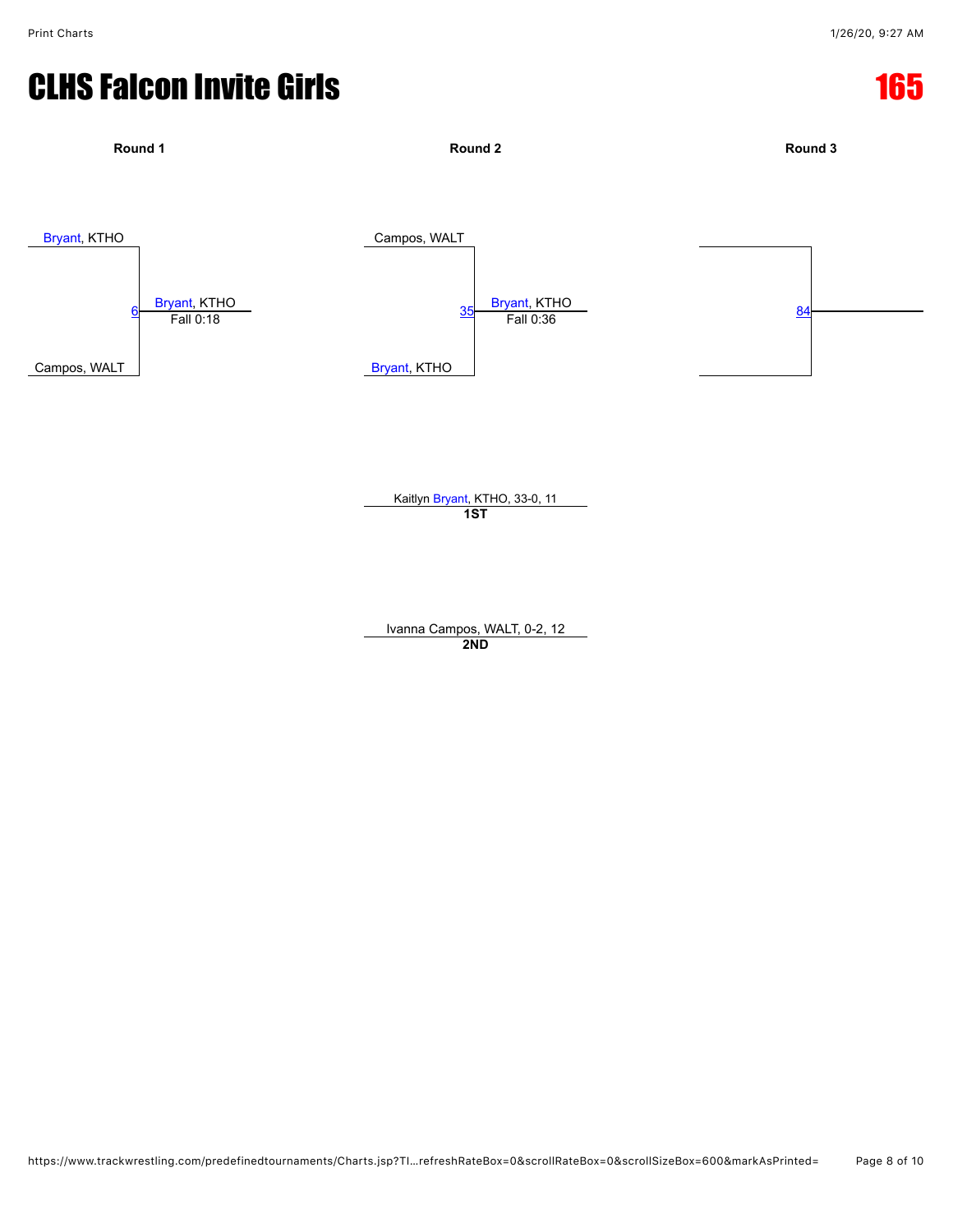# CLHS Falcon Invite Girls

# 165

### Round 1

Bryant, KTHO

Campos, WALT

Match 6: Bryant, KTHO — Fall 0:18

### Round 2

Campos, WALT

Bryant, KTHO

Match 35: Bryant, KTHO — Fall 0:36

### Round 3

Match 84

---

Kaitlyn Bryant, KTHO, 33-0, 11
**1ST**

Ivanna Campos, WALT, 0-2, 12
**2ND**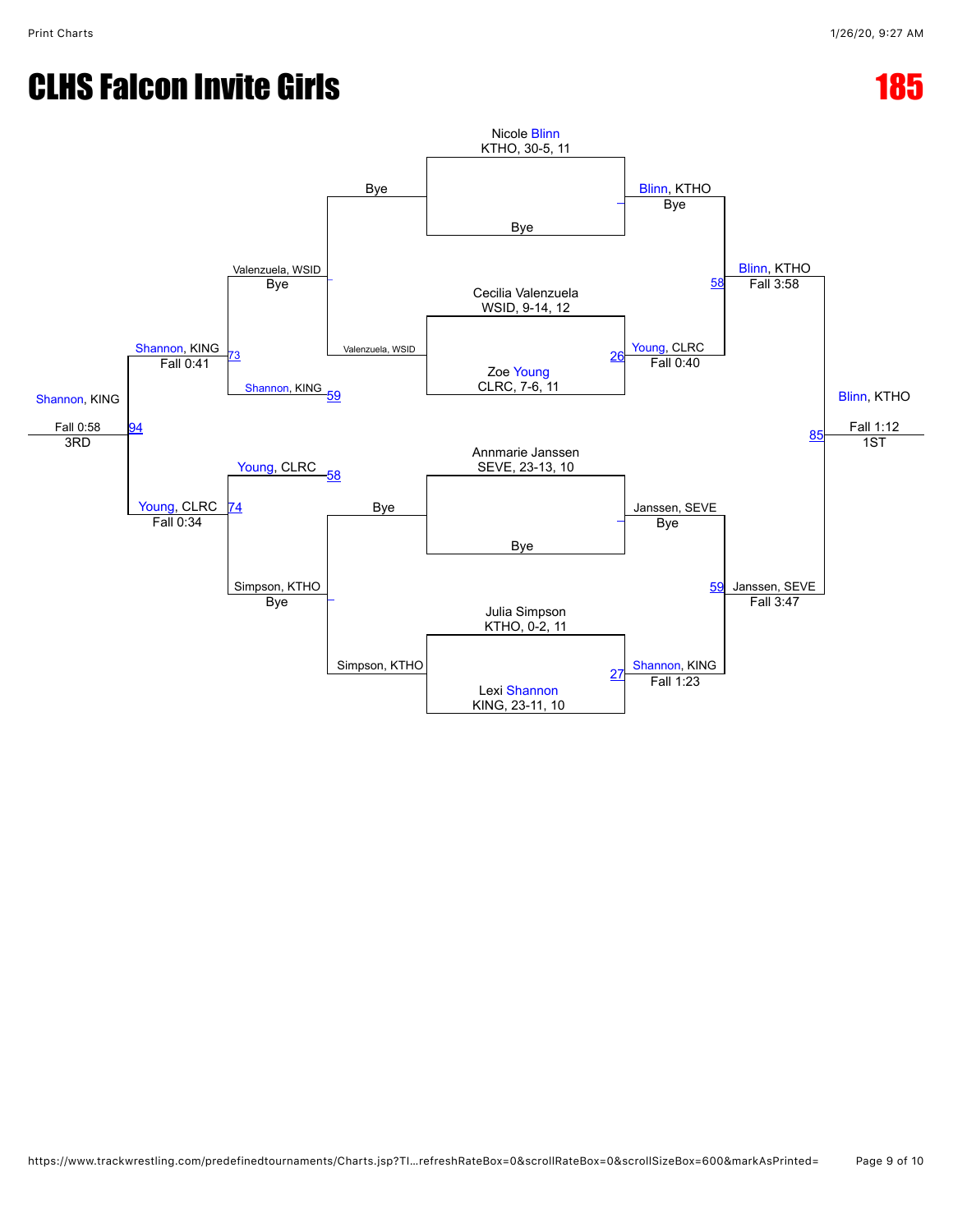# CLHS Falcon Invite Girls

# 185

## Championship Bracket

**Round 1**

- Nicole Blinn, KTHO, 30-5, 11 vs Bye → Blinn, KTHO (Bye)
- Cecilia Valenzuela, WSID, 9-14, 12 vs Zoe Young, CLRC, 7-6, 11 → Young, CLRC (Fall 0:40) — Match 26
- Annmarie Janssen, SEVE, 23-13, 10 vs Bye → Janssen, SEVE (Bye)
- Julia Simpson, KTHO, 0-2, 11 vs Lexi Shannon, KING, 23-11, 10 → Shannon, KING (Fall 1:23) — Match 27

**Semifinals**

- Blinn, KTHO vs Young, CLRC → Blinn, KTHO (Fall 3:58) — Match 58
- Janssen, SEVE vs Shannon, KING → Janssen, SEVE (Fall 3:47) — Match 59

**Final**

- Blinn, KTHO vs Janssen, SEVE → Blinn, KTHO (Fall 1:12) — Match 85 — 1ST

## Consolation Bracket

**Round 1**

- Bye vs Valenzuela, WSID → Valenzuela, WSID (Bye)
- Bye vs Simpson, KTHO → Simpson, KTHO (Bye)

**Round 2**

- Valenzuela, WSID vs Shannon, KING (Match 59) → Shannon, KING (Fall 0:41) — Match 73
- Young, CLRC (Match 58) vs Simpson, KTHO → Young, CLRC (Fall 0:34) — Match 74

**3rd Place**

- Shannon, KING vs Young, CLRC → Shannon, KING (Fall 0:58) — Match 94 — 3RD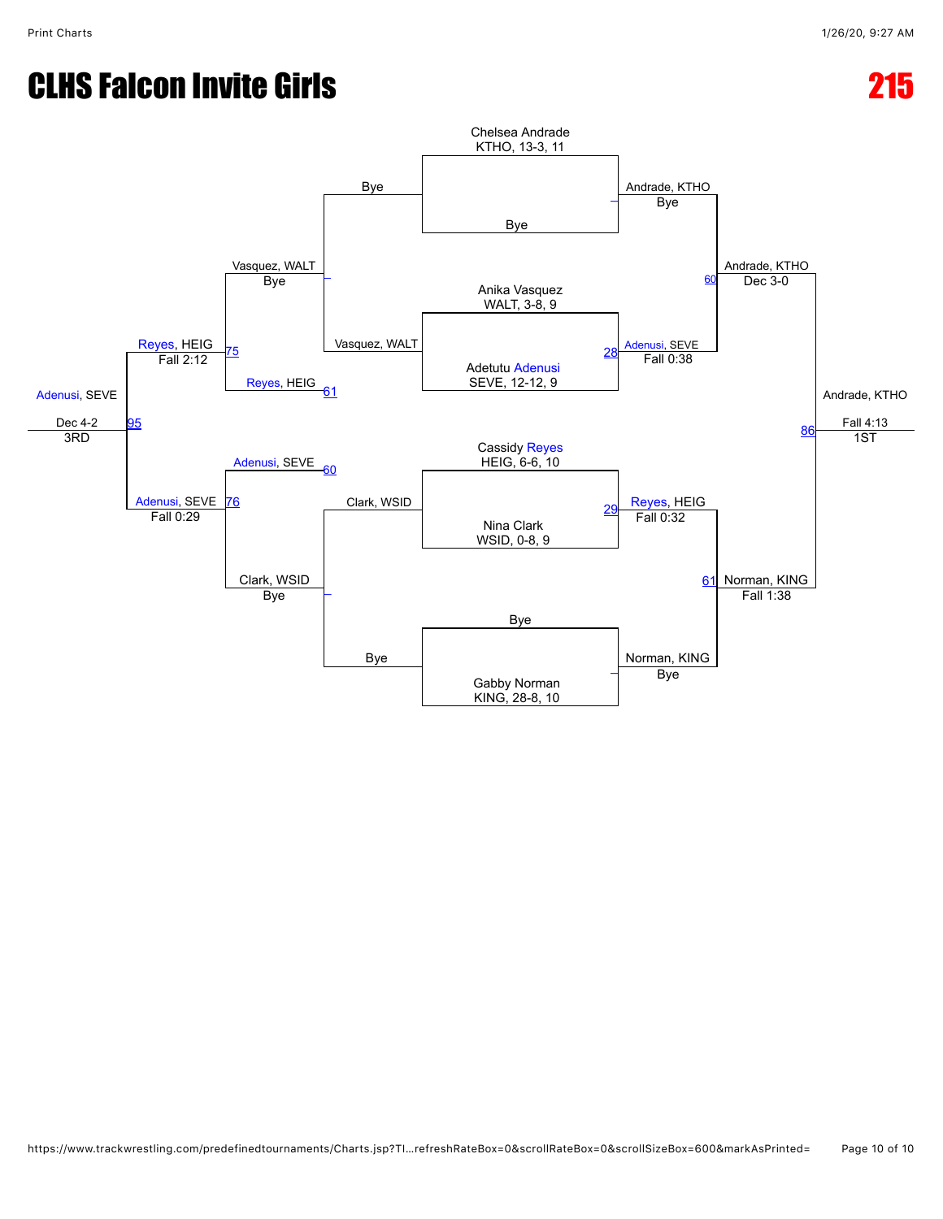# CLHS Falcon Invite Girls

# 215

Chelsea Andrade
KTHO, 13-3, 11

Bye

Andrade, KTHO
Bye

Anika Vasquez
WALT, 3-8, 9

Adetutu Adenusi
SEVE, 12-12, 9

28

Adenusi, SEVE
Fall 0:38

60

Andrade, KTHO
Dec 3-0

Cassidy Reyes
HEIG, 6-6, 10

Nina Clark
WSID, 0-8, 9

29

Reyes, HEIG
Fall 0:32

Bye

Gabby Norman
KING, 28-8, 10

Norman, KING
Bye

61

Norman, KING
Fall 1:38

86

Andrade, KTHO
Fall 4:13
1ST

Bye

Vasquez, WALT

Vasquez, WALT
Bye

Reyes, HEIG

61

75

Reyes, HEIG
Fall 2:12

Adenusi, SEVE

60

Clark, WSID

Clark, WSID
Bye

Bye

76

Adenusi, SEVE
Fall 0:29

95

Adenusi, SEVE
Dec 4-2
3RD